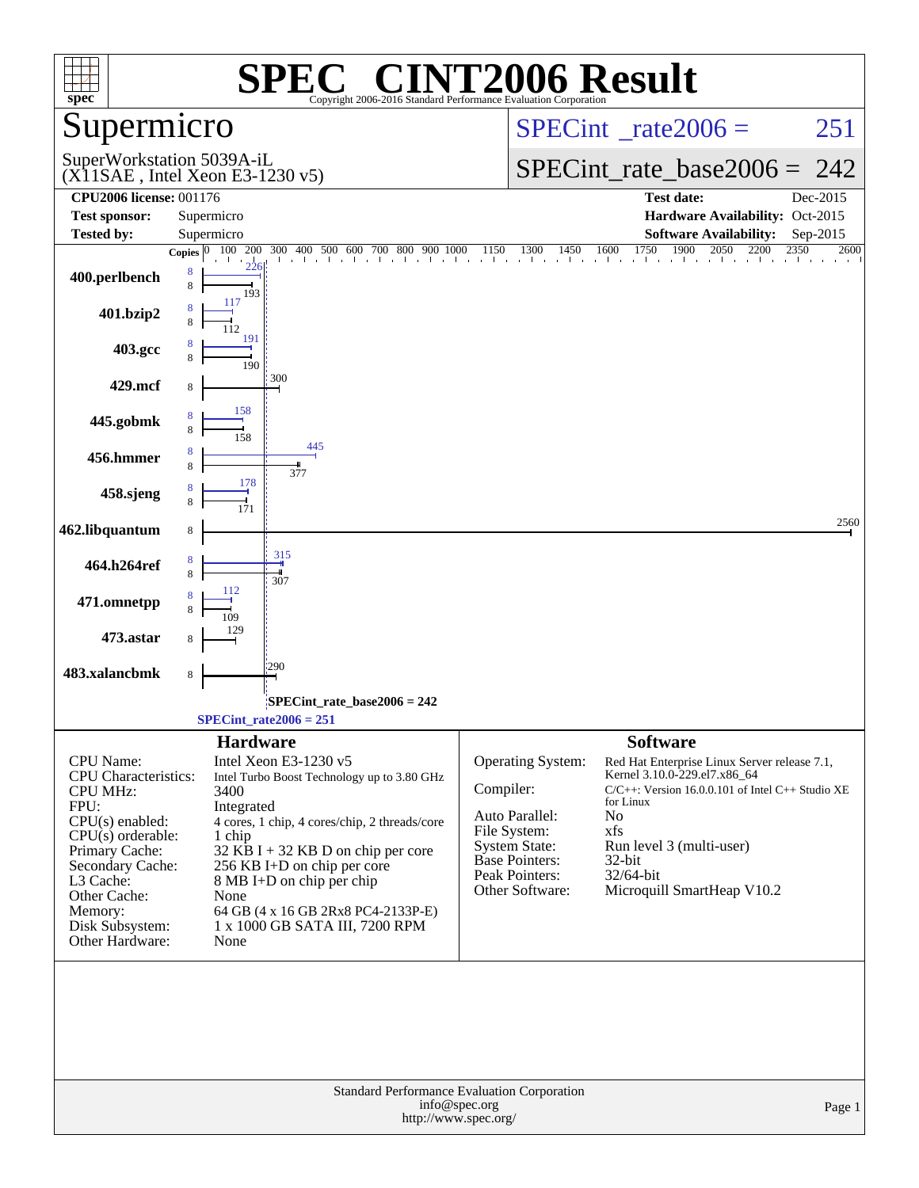# SPEC® CINT2006 Result

Copyright 2006-2016 Standard Performance Evaluation Corporation

## Supermicro

SuperWorkstation 5039A-iL
(X11SAE , Intel Xeon E3-1230 v5)

SPECint_rate2006 = 251

SPECint_rate_base2006 = 242

| | | | |
|---|---|---|---|
| **CPU2006 license:** | 001176 | **Test date:** | Dec-2015 |
| **Test sponsor:** | Supermicro | **Hardware Availability:** | Oct-2015 |
| **Tested by:** | Supermicro | **Software Availability:** | Sep-2015 |

| Benchmark | Copies (peak) | Peak | Copies (base) | Base |
|---|---|---|---|---|
| 400.perlbench | 8 | 226 | 8 | 193 |
| 401.bzip2 | 8 | 117 | 8 | 112 |
| 403.gcc | 8 | 191 | 8 | 190 |
| 429.mcf | | | 8 | 300 |
| 445.gobmk | 8 | 158 | 8 | 158 |
| 456.hmmer | 8 | 445 | 8 | 377 |
| 458.sjeng | 8 | 178 | 8 | 171 |
| 462.libquantum | | | 8 | 2560 |
| 464.h264ref | 8 | 315 | 8 | 307 |
| 471.omnetpp | 8 | 112 | 8 | 109 |
| 473.astar | | | 8 | 129 |
| 483.xalancbmk | | | 8 | 290 |

SPECint_rate_base2006 = 242

SPECint_rate2006 = 251

## Hardware

| | |
|---|---|
| CPU Name: | Intel Xeon E3-1230 v5 |
| CPU Characteristics: | Intel Turbo Boost Technology up to 3.80 GHz |
| CPU MHz: | 3400 |
| FPU: | Integrated |
| CPU(s) enabled: | 4 cores, 1 chip, 4 cores/chip, 2 threads/core |
| CPU(s) orderable: | 1 chip |
| Primary Cache: | 32 KB I + 32 KB D on chip per core |
| Secondary Cache: | 256 KB I+D on chip per core |
| L3 Cache: | 8 MB I+D on chip per chip |
| Other Cache: | None |
| Memory: | 64 GB (4 x 16 GB 2Rx8 PC4-2133P-E) |
| Disk Subsystem: | 1 x 1000 GB SATA III, 7200 RPM |
| Other Hardware: | None |

## Software

| | |
|---|---|
| Operating System: | Red Hat Enterprise Linux Server release 7.1, Kernel 3.10.0-229.el7.x86_64 |
| Compiler: | C/C++: Version 16.0.0.101 of Intel C++ Studio XE for Linux |
| Auto Parallel: | No |
| File System: | xfs |
| System State: | Run level 3 (multi-user) |
| Base Pointers: | 32-bit |
| Peak Pointers: | 32/64-bit |
| Other Software: | Microquill SmartHeap V10.2 |

Standard Performance Evaluation Corporation
info@spec.org
http://www.spec.org/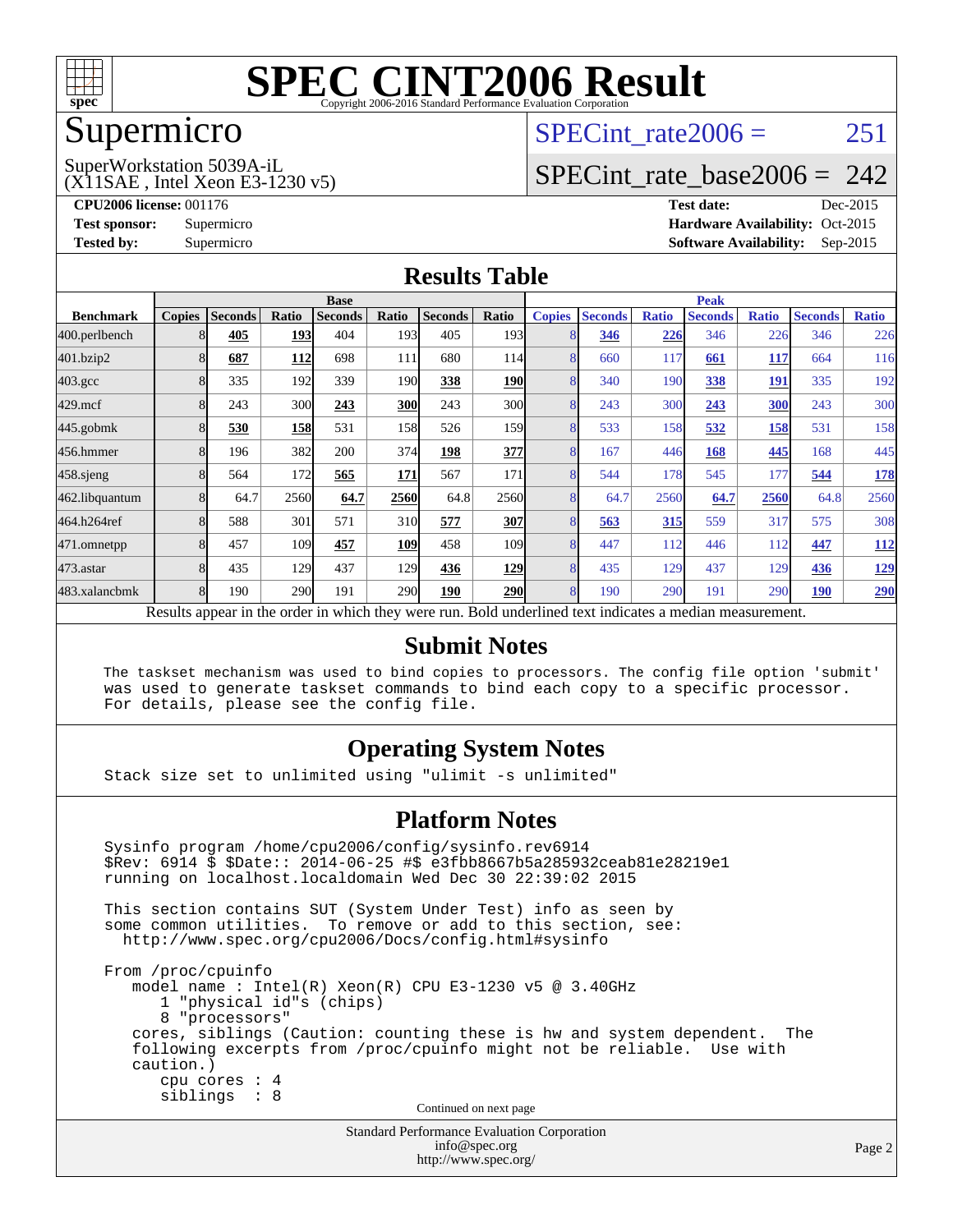# SPEC CINT2006 Result

Copyright 2006-2016 Standard Performance Evaluation Corporation

## Supermicro

SuperWorkstation 5039A-iL
(X11SAE , Intel Xeon E3-1230 v5)

SPECint_rate2006 = 251

SPECint_rate_base2006 = 242

**CPU2006 license:** 001176
**Test sponsor:** Supermicro
**Tested by:** Supermicro

**Test date:** Dec-2015
**Hardware Availability:** Oct-2015
**Software Availability:** Sep-2015

## Results Table

| Benchmark | Base | | | | | | | Peak | | | | | | |
|---|---|---|---|---|---|---|---|---|---|---|---|---|---|---|
| | Copies | Seconds | Ratio | Seconds | Ratio | Seconds | Ratio | Copies | Seconds | Ratio | Seconds | Ratio | Seconds | Ratio |
| 400.perlbench | 8 | **405** | **193** | 404 | 193 | 405 | 193 | 8 | **346** | **226** | 346 | 226 | 346 | 226 |
| 401.bzip2 | 8 | **687** | **112** | 698 | 111 | 680 | 114 | 8 | 660 | 117 | **661** | **117** | 664 | 116 |
| 403.gcc | 8 | 335 | 192 | 339 | 190 | **338** | **190** | 8 | 340 | 190 | **338** | **191** | 335 | 192 |
| 429.mcf | 8 | 243 | 300 | **243** | **300** | 243 | 300 | 8 | 243 | 300 | **243** | **300** | 243 | 300 |
| 445.gobmk | 8 | **530** | **158** | 531 | 158 | 526 | 159 | 8 | 533 | 158 | **532** | **158** | 531 | 158 |
| 456.hmmer | 8 | 196 | 382 | 200 | 374 | **198** | **377** | 8 | 167 | 446 | **168** | **445** | 168 | 445 |
| 458.sjeng | 8 | 564 | 172 | **565** | **171** | 567 | 171 | 8 | 544 | 178 | 545 | 177 | **544** | **178** |
| 462.libquantum | 8 | 64.7 | 2560 | **64.7** | **2560** | 64.8 | 2560 | 8 | 64.7 | 2560 | **64.7** | **2560** | 64.8 | 2560 |
| 464.h264ref | 8 | 588 | 301 | 571 | 310 | **577** | **307** | 8 | **563** | **315** | 559 | 317 | 575 | 308 |
| 471.omnetpp | 8 | 457 | 109 | **457** | **109** | 458 | 109 | 8 | 447 | 112 | 446 | 112 | **447** | **112** |
| 473.astar | 8 | 435 | 129 | 437 | 129 | **436** | **129** | 8 | 435 | 129 | 437 | 129 | **436** | **129** |
| 483.xalancbmk | 8 | 190 | 290 | 191 | 290 | **190** | **290** | 8 | 190 | 290 | 191 | 290 | **190** | **290** |

Results appear in the order in which they were run. Bold underlined text indicates a median measurement.

## Submit Notes

```
The taskset mechanism was used to bind copies to processors. The config file option 'submit'
was used to generate taskset commands to bind each copy to a specific processor.
For details, please see the config file.
```

## Operating System Notes

```
Stack size set to unlimited using "ulimit -s unlimited"
```

## Platform Notes

```
Sysinfo program /home/cpu2006/config/sysinfo.rev6914
$Rev: 6914 $ $Date:: 2014-06-25 #$ e3fbb8667b5a285932ceab81e28219e1
running on localhost.localdomain Wed Dec 30 22:39:02 2015

This section contains SUT (System Under Test) info as seen by
some common utilities.  To remove or add to this section, see:
  http://www.spec.org/cpu2006/Docs/config.html#sysinfo

From /proc/cpuinfo
   model name : Intel(R) Xeon(R) CPU E3-1230 v5 @ 3.40GHz
      1 "physical id"s (chips)
      8 "processors"
   cores, siblings (Caution: counting these is hw and system dependent.  The
   following excerpts from /proc/cpuinfo might not be reliable.  Use with
   caution.)
      cpu cores : 4
      siblings  : 8
```

Continued on next page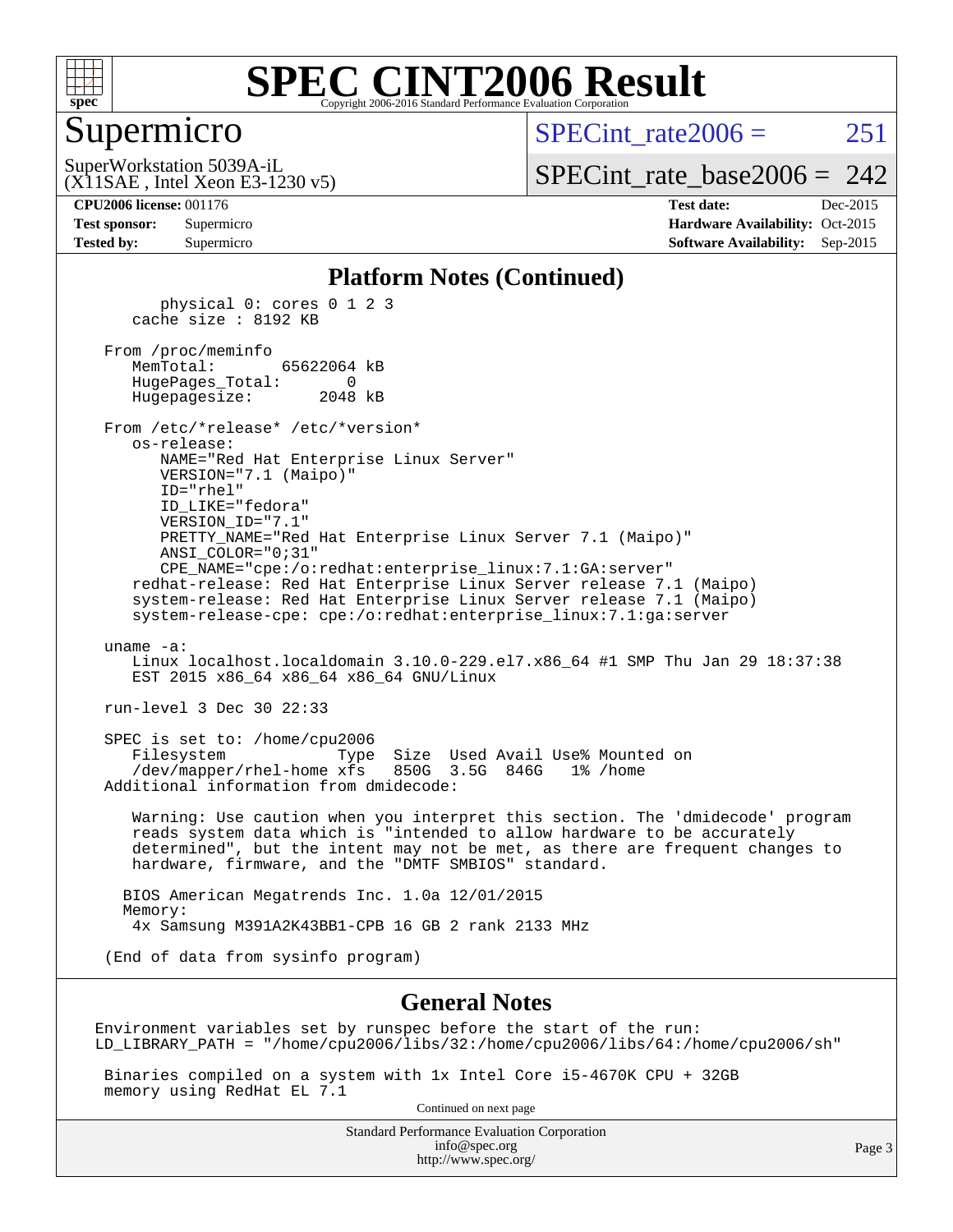# SPEC CINT2006 Result

## Supermicro

SuperWorkstation 5039A-iL
(X11SAE , Intel Xeon E3-1230 v5)

SPECint_rate2006 = 251

SPECint_rate_base2006 = 242

**CPU2006 license:** 001176
**Test sponsor:** Supermicro
**Tested by:** Supermicro

**Test date:** Dec-2015
**Hardware Availability:** Oct-2015
**Software Availability:** Sep-2015

### Platform Notes (Continued)

```
         physical 0: cores 0 1 2 3
      cache size : 8192 KB

   From /proc/meminfo
      MemTotal:       65622064 kB
      HugePages_Total:       0
      Hugepagesize:       2048 kB

   From /etc/*release* /etc/*version*
      os-release:
         NAME="Red Hat Enterprise Linux Server"
         VERSION="7.1 (Maipo)"
         ID="rhel"
         ID_LIKE="fedora"
         VERSION_ID="7.1"
         PRETTY_NAME="Red Hat Enterprise Linux Server 7.1 (Maipo)"
         ANSI_COLOR="0;31"
         CPE_NAME="cpe:/o:redhat:enterprise_linux:7.1:GA:server"
      redhat-release: Red Hat Enterprise Linux Server release 7.1 (Maipo)
      system-release: Red Hat Enterprise Linux Server release 7.1 (Maipo)
      system-release-cpe: cpe:/o:redhat:enterprise_linux:7.1:ga:server

   uname -a:
      Linux localhost.localdomain 3.10.0-229.el7.x86_64 #1 SMP Thu Jan 29 18:37:38
      EST 2015 x86_64 x86_64 x86_64 GNU/Linux

   run-level 3 Dec 30 22:33

   SPEC is set to: /home/cpu2006
      Filesystem             Type  Size  Used Avail Use% Mounted on
      /dev/mapper/rhel-home xfs   850G  3.5G  846G   1% /home
   Additional information from dmidecode:

      Warning: Use caution when you interpret this section. The 'dmidecode' program
      reads system data which is "intended to allow hardware to be accurately
      determined", but the intent may not be met, as there are frequent changes to
      hardware, firmware, and the "DMTF SMBIOS" standard.

     BIOS American Megatrends Inc. 1.0a 12/01/2015
     Memory:
      4x Samsung M391A2K43BB1-CPB 16 GB 2 rank 2133 MHz

   (End of data from sysinfo program)
```

### General Notes

```
Environment variables set by runspec before the start of the run:
LD_LIBRARY_PATH = "/home/cpu2006/libs/32:/home/cpu2006/libs/64:/home/cpu2006/sh"

 Binaries compiled on a system with 1x Intel Core i5-4670K CPU + 32GB
 memory using RedHat EL 7.1
```

Continued on next page

Standard Performance Evaluation Corporation
info@spec.org
http://www.spec.org/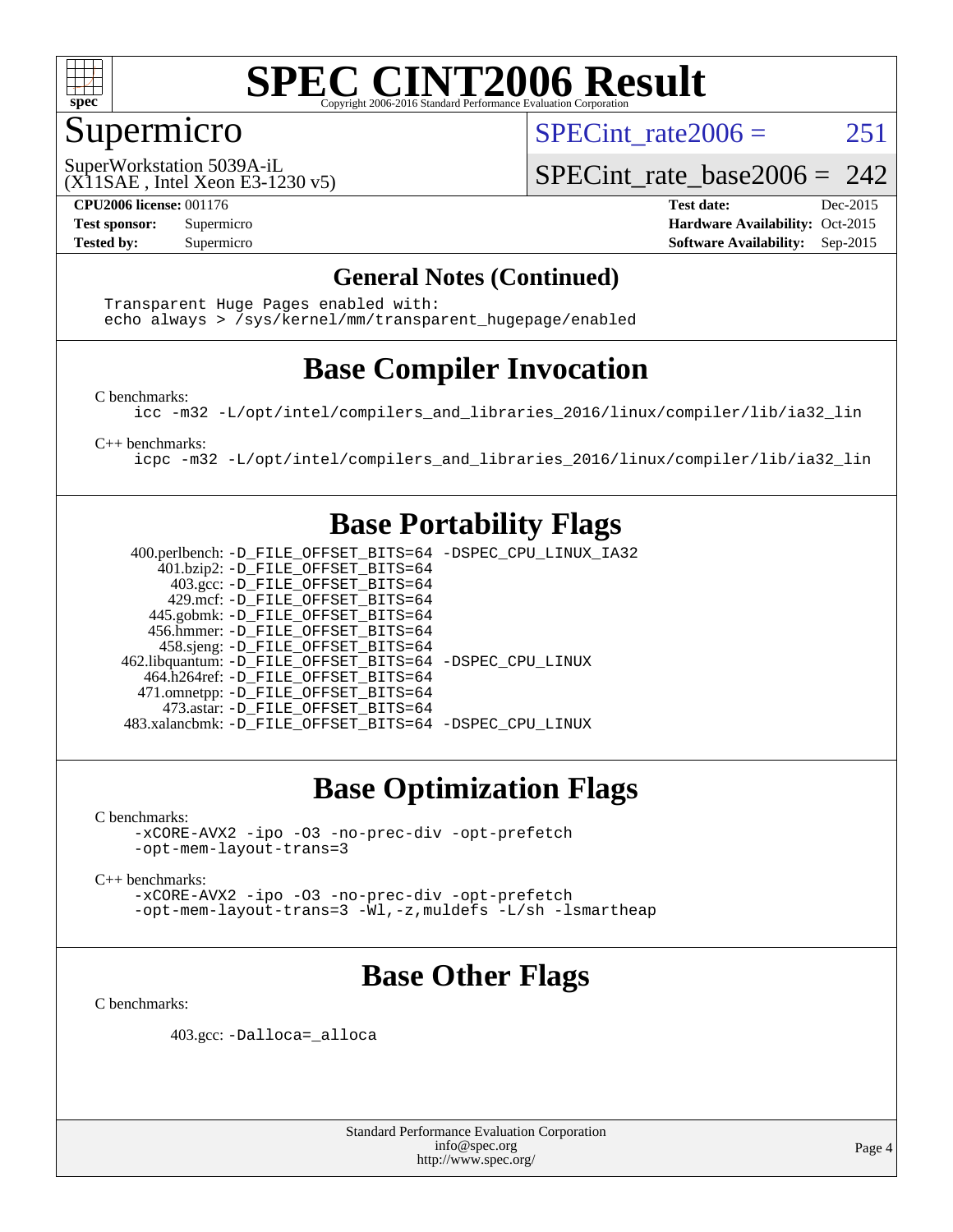# SPEC CINT2006 Result

Copyright 2006-2016 Standard Performance Evaluation Corporation

## Supermicro

SuperWorkstation 5039A-iL
(X11SAE , Intel Xeon E3-1230 v5)

SPECint_rate2006 = 251

SPECint_rate_base2006 = 242

| **CPU2006 license:** 001176 | **Test date:** Dec-2015 |
|---|---|
| **Test sponsor:** Supermicro | **Hardware Availability:** Oct-2015 |
| **Tested by:** Supermicro | **Software Availability:** Sep-2015 |

### General Notes (Continued)

```
Transparent Huge Pages enabled with:
echo always > /sys/kernel/mm/transparent_hugepage/enabled
```

## Base Compiler Invocation

C benchmarks:

```
icc -m32 -L/opt/intel/compilers_and_libraries_2016/linux/compiler/lib/ia32_lin
```

C++ benchmarks:

```
icpc -m32 -L/opt/intel/compilers_and_libraries_2016/linux/compiler/lib/ia32_lin
```

## Base Portability Flags

```
    400.perlbench: -D_FILE_OFFSET_BITS=64 -DSPEC_CPU_LINUX_IA32
        401.bzip2: -D_FILE_OFFSET_BITS=64
          403.gcc: -D_FILE_OFFSET_BITS=64
          429.mcf: -D_FILE_OFFSET_BITS=64
       445.gobmk: -D_FILE_OFFSET_BITS=64
       456.hmmer: -D_FILE_OFFSET_BITS=64
       458.sjeng: -D_FILE_OFFSET_BITS=64
  462.libquantum: -D_FILE_OFFSET_BITS=64 -DSPEC_CPU_LINUX
     464.h264ref: -D_FILE_OFFSET_BITS=64
     471.omnetpp: -D_FILE_OFFSET_BITS=64
       473.astar: -D_FILE_OFFSET_BITS=64
  483.xalancbmk: -D_FILE_OFFSET_BITS=64 -DSPEC_CPU_LINUX
```

## Base Optimization Flags

C benchmarks:

```
-xCORE-AVX2 -ipo -O3 -no-prec-div -opt-prefetch
-opt-mem-layout-trans=3
```

C++ benchmarks:

```
-xCORE-AVX2 -ipo -O3 -no-prec-div -opt-prefetch
-opt-mem-layout-trans=3 -Wl,-z,muldefs -L/sh -lsmartheap
```

## Base Other Flags

C benchmarks:

```
403.gcc: -Dalloca=_alloca
```

Standard Performance Evaluation Corporation
info@spec.org
http://www.spec.org/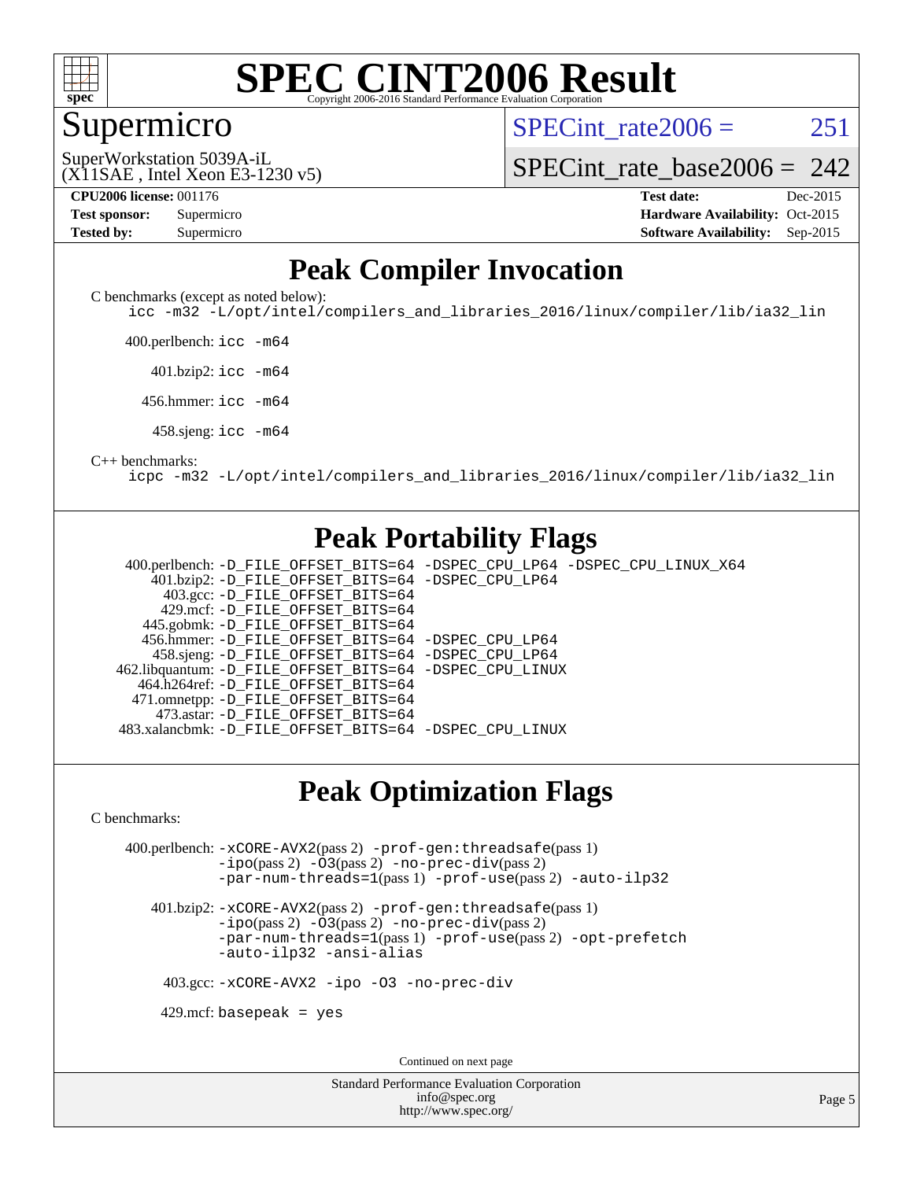# SPEC CINT2006 Result

## Supermicro

SuperWorkstation 5039A-iL
(X11SAE , Intel Xeon E3-1230 v5)

SPECint_rate2006 = 251

SPECint_rate_base2006 = 242

**CPU2006 license:** 001176
**Test sponsor:** Supermicro
**Tested by:** Supermicro

**Test date:** Dec-2015
**Hardware Availability:** Oct-2015
**Software Availability:** Sep-2015

## Peak Compiler Invocation

C benchmarks (except as noted below):
`icc -m32 -L/opt/intel/compilers_and_libraries_2016/linux/compiler/lib/ia32_lin`

400.perlbench: `icc -m64`

401.bzip2: `icc -m64`

456.hmmer: `icc -m64`

458.sjeng: `icc -m64`

C++ benchmarks:
`icpc -m32 -L/opt/intel/compilers_and_libraries_2016/linux/compiler/lib/ia32_lin`

## Peak Portability Flags

400.perlbench: -D_FILE_OFFSET_BITS=64 -DSPEC_CPU_LP64 -DSPEC_CPU_LINUX_X64
401.bzip2: -D_FILE_OFFSET_BITS=64 -DSPEC_CPU_LP64
403.gcc: -D_FILE_OFFSET_BITS=64
429.mcf: -D_FILE_OFFSET_BITS=64
445.gobmk: -D_FILE_OFFSET_BITS=64
456.hmmer: -D_FILE_OFFSET_BITS=64 -DSPEC_CPU_LP64
458.sjeng: -D_FILE_OFFSET_BITS=64 -DSPEC_CPU_LP64
462.libquantum: -D_FILE_OFFSET_BITS=64 -DSPEC_CPU_LINUX
464.h264ref: -D_FILE_OFFSET_BITS=64
471.omnetpp: -D_FILE_OFFSET_BITS=64
473.astar: -D_FILE_OFFSET_BITS=64
483.xalancbmk: -D_FILE_OFFSET_BITS=64 -DSPEC_CPU_LINUX

## Peak Optimization Flags

C benchmarks:

400.perlbench: -xCORE-AVX2(pass 2) -prof-gen:threadsafe(pass 1) -ipo(pass 2) -O3(pass 2) -no-prec-div(pass 2) -par-num-threads=1(pass 1) -prof-use(pass 2) -auto-ilp32

401.bzip2: -xCORE-AVX2(pass 2) -prof-gen:threadsafe(pass 1) -ipo(pass 2) -O3(pass 2) -no-prec-div(pass 2) -par-num-threads=1(pass 1) -prof-use(pass 2) -opt-prefetch -auto-ilp32 -ansi-alias

403.gcc: -xCORE-AVX2 -ipo -O3 -no-prec-div

429.mcf: basepeak = yes

Continued on next page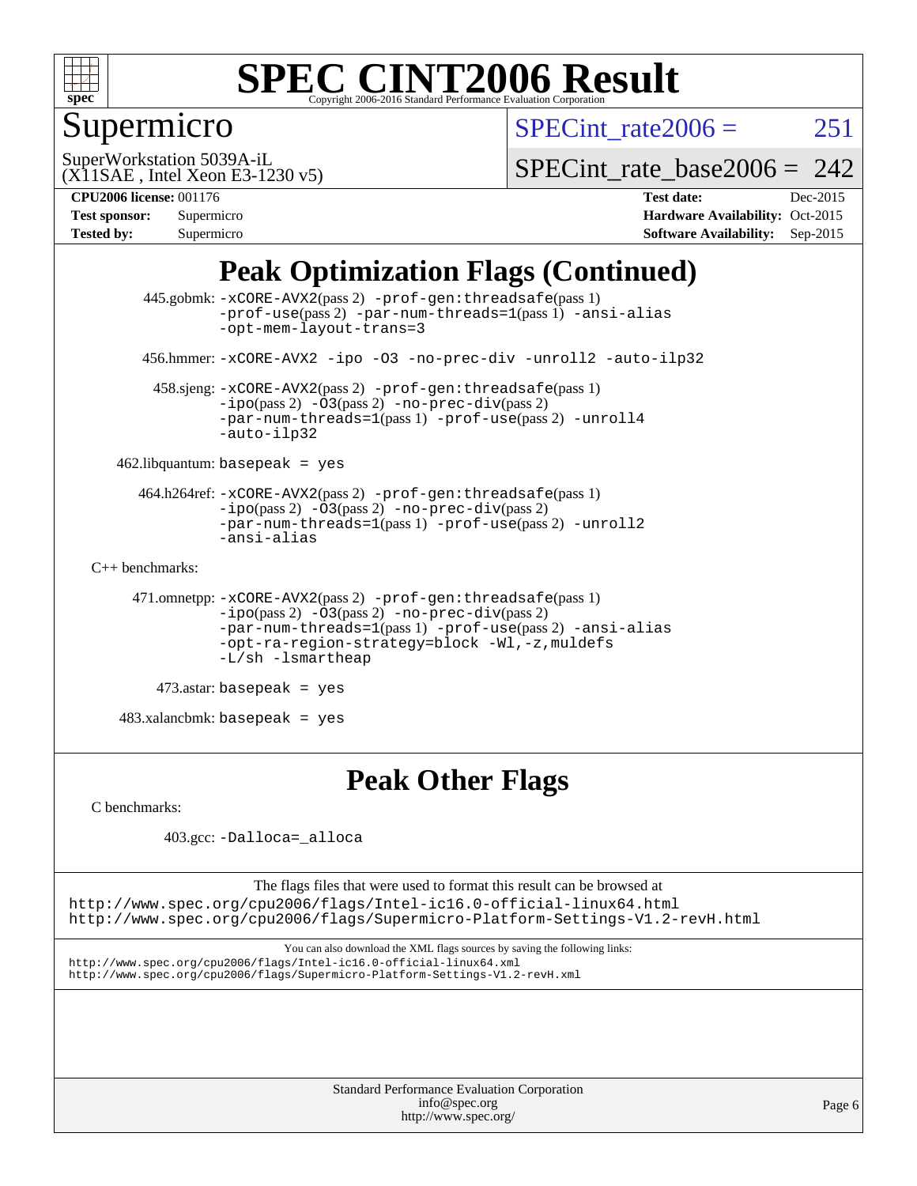# Peak Optimization Flags (Continued)

445.gobmk: -xCORE-AVX2(pass 2) -prof-gen:threadsafe(pass 1) -prof-use(pass 2) -par-num-threads=1(pass 1) -ansi-alias -opt-mem-layout-trans=3

456.hmmer: -xCORE-AVX2 -ipo -O3 -no-prec-div -unroll2 -auto-ilp32

458.sjeng: -xCORE-AVX2(pass 2) -prof-gen:threadsafe(pass 1) -ipo(pass 2) -O3(pass 2) -no-prec-div(pass 2) -par-num-threads=1(pass 1) -prof-use(pass 2) -unroll4 -auto-ilp32

462.libquantum: basepeak = yes

464.h264ref: -xCORE-AVX2(pass 2) -prof-gen:threadsafe(pass 1) -ipo(pass 2) -O3(pass 2) -no-prec-div(pass 2) -par-num-threads=1(pass 1) -prof-use(pass 2) -unroll2 -ansi-alias

C++ benchmarks:

471.omnetpp: -xCORE-AVX2(pass 2) -prof-gen:threadsafe(pass 1) -ipo(pass 2) -O3(pass 2) -no-prec-div(pass 2) -par-num-threads=1(pass 1) -prof-use(pass 2) -ansi-alias -opt-ra-region-strategy=block -Wl,-z,muldefs -L/sh -lsmartheap

473.astar: basepeak = yes

483.xalancbmk: basepeak = yes

# Peak Other Flags

C benchmarks:

403.gcc: -Dalloca=_alloca

The flags files that were used to format this result can be browsed at
http://www.spec.org/cpu2006/flags/Intel-ic16.0-official-linux64.html
http://www.spec.org/cpu2006/flags/Supermicro-Platform-Settings-V1.2-revH.html

You can also download the XML flags sources by saving the following links:
http://www.spec.org/cpu2006/flags/Intel-ic16.0-official-linux64.xml
http://www.spec.org/cpu2006/flags/Supermicro-Platform-Settings-V1.2-revH.xml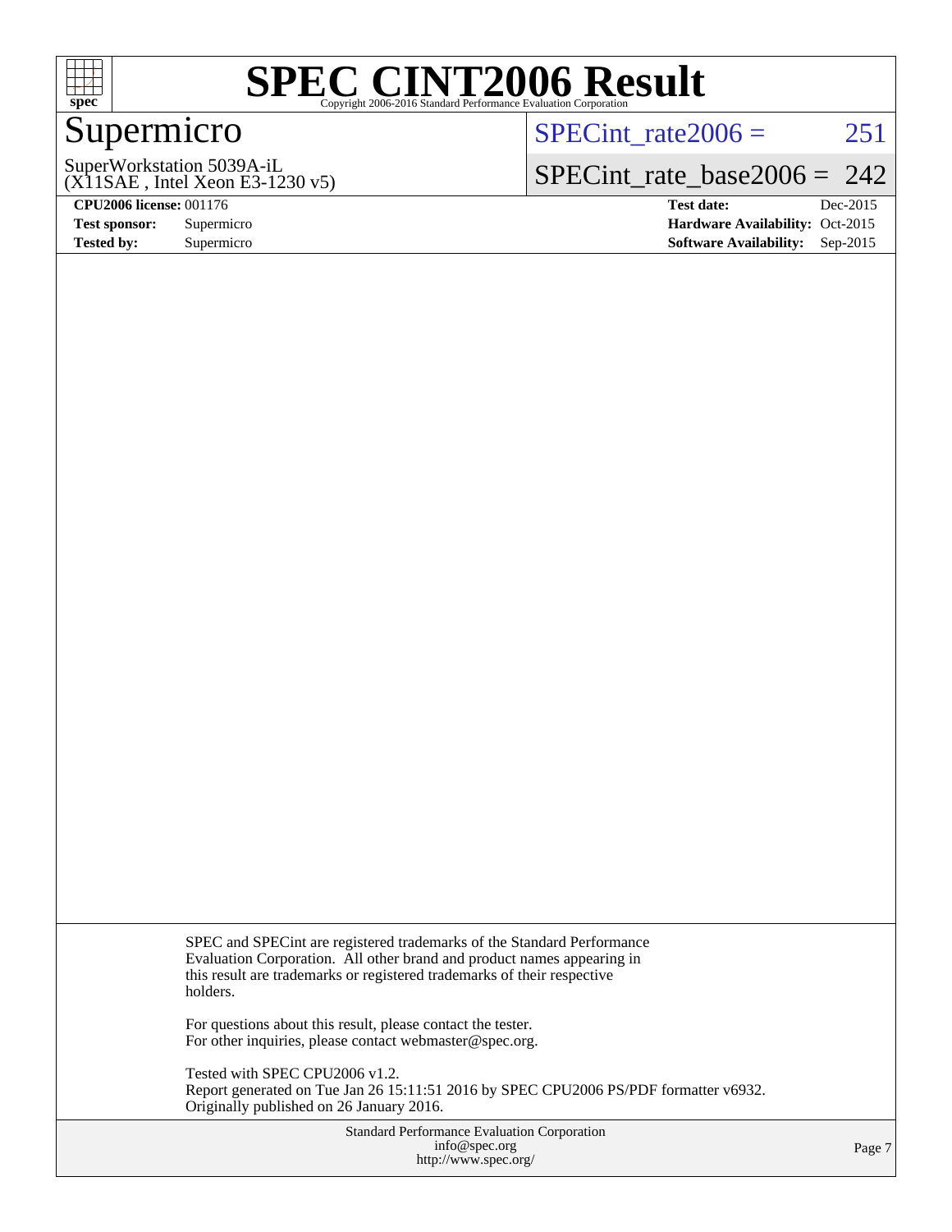SPEC and SPECint are registered trademarks of the Standard Performance Evaluation Corporation. All other brand and product names appearing in this result are trademarks or registered trademarks of their respective holders.

For questions about this result, please contact the tester.
For other inquiries, please contact webmaster@spec.org.

Tested with SPEC CPU2006 v1.2.
Report generated on Tue Jan 26 15:11:51 2016 by SPEC CPU2006 PS/PDF formatter v6932.
Originally published on 26 January 2016.